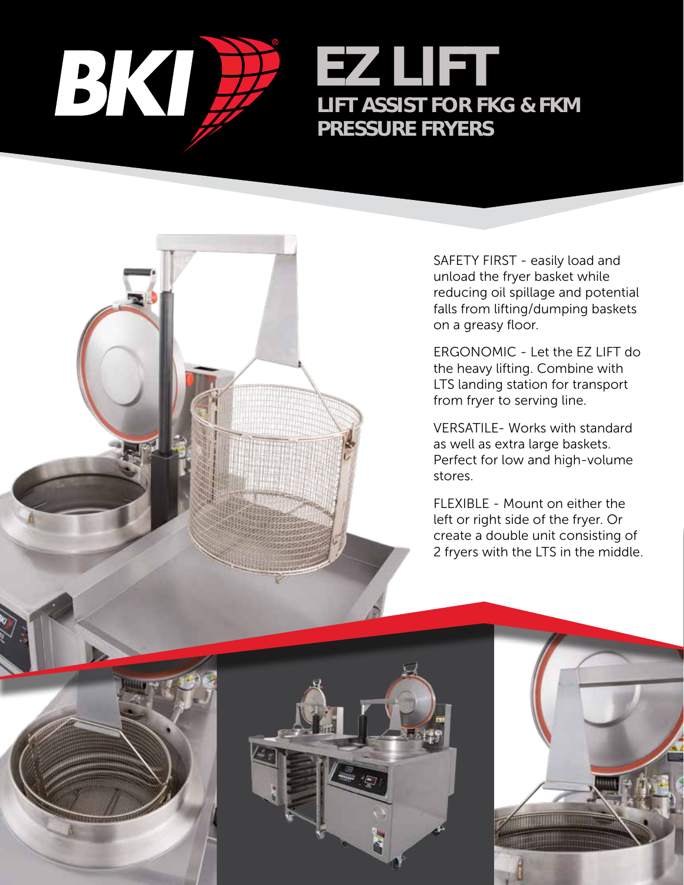BKI®

# EZ LIFT

## LIFT ASSIST FOR FKG & FKM PRESSURE FRYERS

SAFETY FIRST - easily load and unload the fryer basket while reducing oil spillage and potential falls from lifting/dumping baskets on a greasy floor.

ERGONOMIC - Let the EZ LIFT do the heavy lifting. Combine with LTS landing station for transport from fryer to serving line.

VERSATILE- Works with standard as well as extra large baskets. Perfect for low and high-volume stores.

FLEXIBLE - Mount on either the left or right side of the fryer. Or create a double unit consisting of 2 fryers with the LTS in the middle.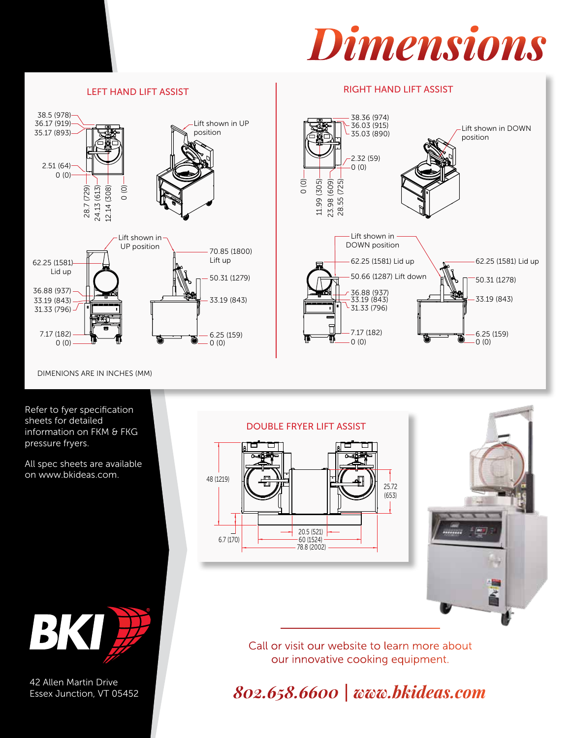# Dimensions

## LEFT HAND LIFT ASSIST

38.5 (978)
36.17 (919)
35.17 (893)
2.51 (64)
0 (0)
28.7 (729)
24.13 (613)
12.14 (308)
0 (0)

Lift shown in UP position

Lift shown in UP position

62.25 (1581) Lid up
36.88 (937)
33.19 (843)
31.33 (796)
7.17 (182)
0 (0)

70.85 (1800) Lift up
50.31 (1279)
33.19 (843)
6.25 (159)
0 (0)

## RIGHT HAND LIFT ASSIST

38.36 (974)
36.03 (915)
35.03 (890)
2.32 (59)
0 (0)
0 (0)
11.99 (305)
23.98 (609)
28.55 (725)

Lift shown in DOWN position

Lift shown in DOWN position

62.25 (1581) Lid up
50.66 (1287) Lift down
36.88 (937)
33.19 (843)
31.33 (796)
7.17 (182)
0 (0)

62.25 (1581) Lid up
50.31 (1278)
33.19 (843)
6.25 (159)
0 (0)

DIMENIONS ARE IN INCHES (MM)

Refer to fyer specification sheets for detailed information on FKM & FKG pressure fryers.

All spec sheets are available on www.bkideas.com.

## DOUBLE FRYER LIFT ASSIST

48 (1219)
25.72 (653)
6.7 (170)
20.5 (521)
60 (1524)
78.8 (2002)

BKI

42 Allen Martin Drive
Essex Junction, VT 05452

Call or visit our website to learn more about our innovative cooking equipment.

*802.658.6600 | www.bkideas.com*